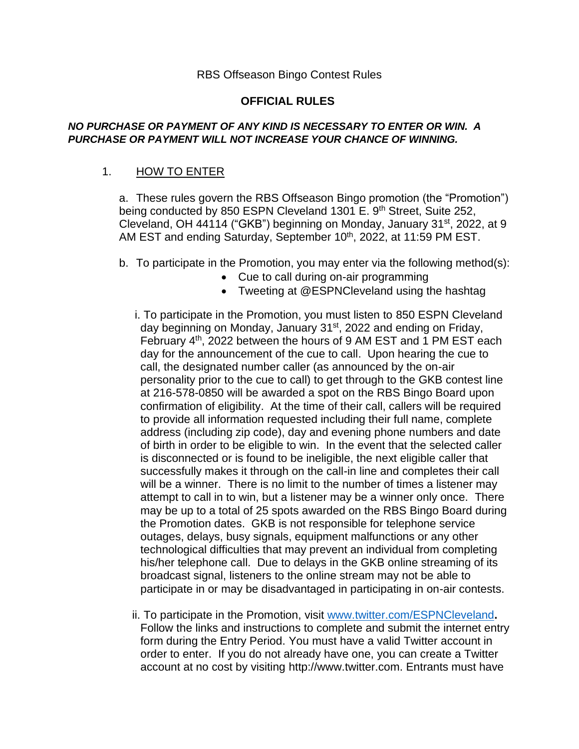RBS Offseason Bingo Contest Rules

# OFFICIAL RULES

***NO PURCHASE OR PAYMENT OF ANY KIND IS NECESSARY TO ENTER OR WIN. A PURCHASE OR PAYMENT WILL NOT INCREASE YOUR CHANCE OF WINNING.***

1. HOW TO ENTER

   a. These rules govern the RBS Offseason Bingo promotion (the "Promotion") being conducted by 850 ESPN Cleveland 1301 E. 9th Street, Suite 252, Cleveland, OH 44114 ("GKB") beginning on Monday, January 31st, 2022, at 9 AM EST and ending Saturday, September 10th, 2022, at 11:59 PM EST.

   b. To participate in the Promotion, you may enter via the following method(s):
      - Cue to call during on-air programming
      - Tweeting at @ESPNCleveland using the hashtag

      i. To participate in the Promotion, you must listen to 850 ESPN Cleveland day beginning on Monday, January 31st, 2022 and ending on Friday, February 4th, 2022 between the hours of 9 AM EST and 1 PM EST each day for the announcement of the cue to call. Upon hearing the cue to call, the designated number caller (as announced by the on-air personality prior to the cue to call) to get through to the GKB contest line at 216-578-0850 will be awarded a spot on the RBS Bingo Board upon confirmation of eligibility. At the time of their call, callers will be required to provide all information requested including their full name, complete address (including zip code), day and evening phone numbers and date of birth in order to be eligible to win. In the event that the selected caller is disconnected or is found to be ineligible, the next eligible caller that successfully makes it through on the call-in line and completes their call will be a winner. There is no limit to the number of times a listener may attempt to call in to win, but a listener may be a winner only once. There may be up to a total of 25 spots awarded on the RBS Bingo Board during the Promotion dates. GKB is not responsible for telephone service outages, delays, busy signals, equipment malfunctions or any other technological difficulties that may prevent an individual from completing his/her telephone call. Due to delays in the GKB online streaming of its broadcast signal, listeners to the online stream may not be able to participate in or may be disadvantaged in participating in on-air contests.

      ii. To participate in the Promotion, visit www.twitter.com/ESPNCleveland. Follow the links and instructions to complete and submit the internet entry form during the Entry Period. You must have a valid Twitter account in order to enter. If you do not already have one, you can create a Twitter account at no cost by visiting http://www.twitter.com. Entrants must have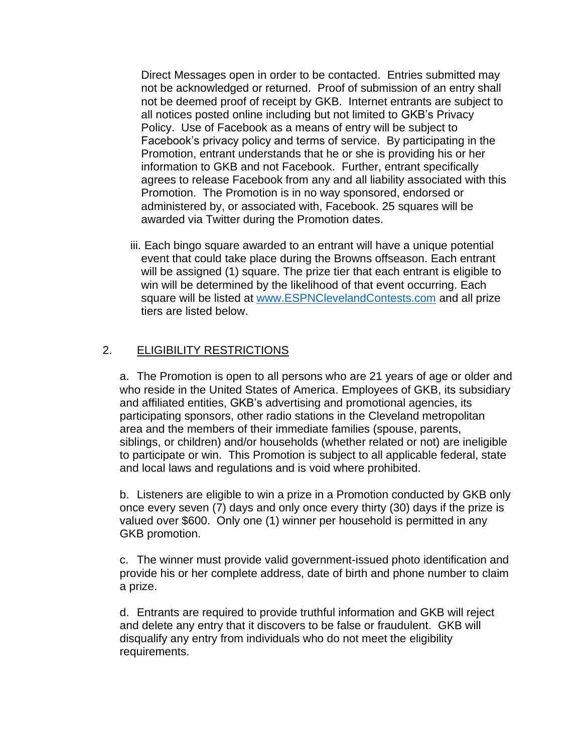Direct Messages open in order to be contacted. Entries submitted may not be acknowledged or returned. Proof of submission of an entry shall not be deemed proof of receipt by GKB. Internet entrants are subject to all notices posted online including but not limited to GKB's Privacy Policy. Use of Facebook as a means of entry will be subject to Facebook's privacy policy and terms of service. By participating in the Promotion, entrant understands that he or she is providing his or her information to GKB and not Facebook. Further, entrant specifically agrees to release Facebook from any and all liability associated with this Promotion. The Promotion is in no way sponsored, endorsed or administered by, or associated with, Facebook. 25 squares will be awarded via Twitter during the Promotion dates.

iii. Each bingo square awarded to an entrant will have a unique potential event that could take place during the Browns offseason. Each entrant will be assigned (1) square. The prize tier that each entrant is eligible to win will be determined by the likelihood of that event occurring. Each square will be listed at [www.ESPNClevelandContests.com](http://www.ESPNClevelandContests.com) and all prize tiers are listed below.

## 2. ELIGIBILITY RESTRICTIONS

a. The Promotion is open to all persons who are 21 years of age or older and who reside in the United States of America. Employees of GKB, its subsidiary and affiliated entities, GKB's advertising and promotional agencies, its participating sponsors, other radio stations in the Cleveland metropolitan area and the members of their immediate families (spouse, parents, siblings, or children) and/or households (whether related or not) are ineligible to participate or win. This Promotion is subject to all applicable federal, state and local laws and regulations and is void where prohibited.

b. Listeners are eligible to win a prize in a Promotion conducted by GKB only once every seven (7) days and only once every thirty (30) days if the prize is valued over $600. Only one (1) winner per household is permitted in any GKB promotion.

c. The winner must provide valid government-issued photo identification and provide his or her complete address, date of birth and phone number to claim a prize.

d. Entrants are required to provide truthful information and GKB will reject and delete any entry that it discovers to be false or fraudulent. GKB will disqualify any entry from individuals who do not meet the eligibility requirements.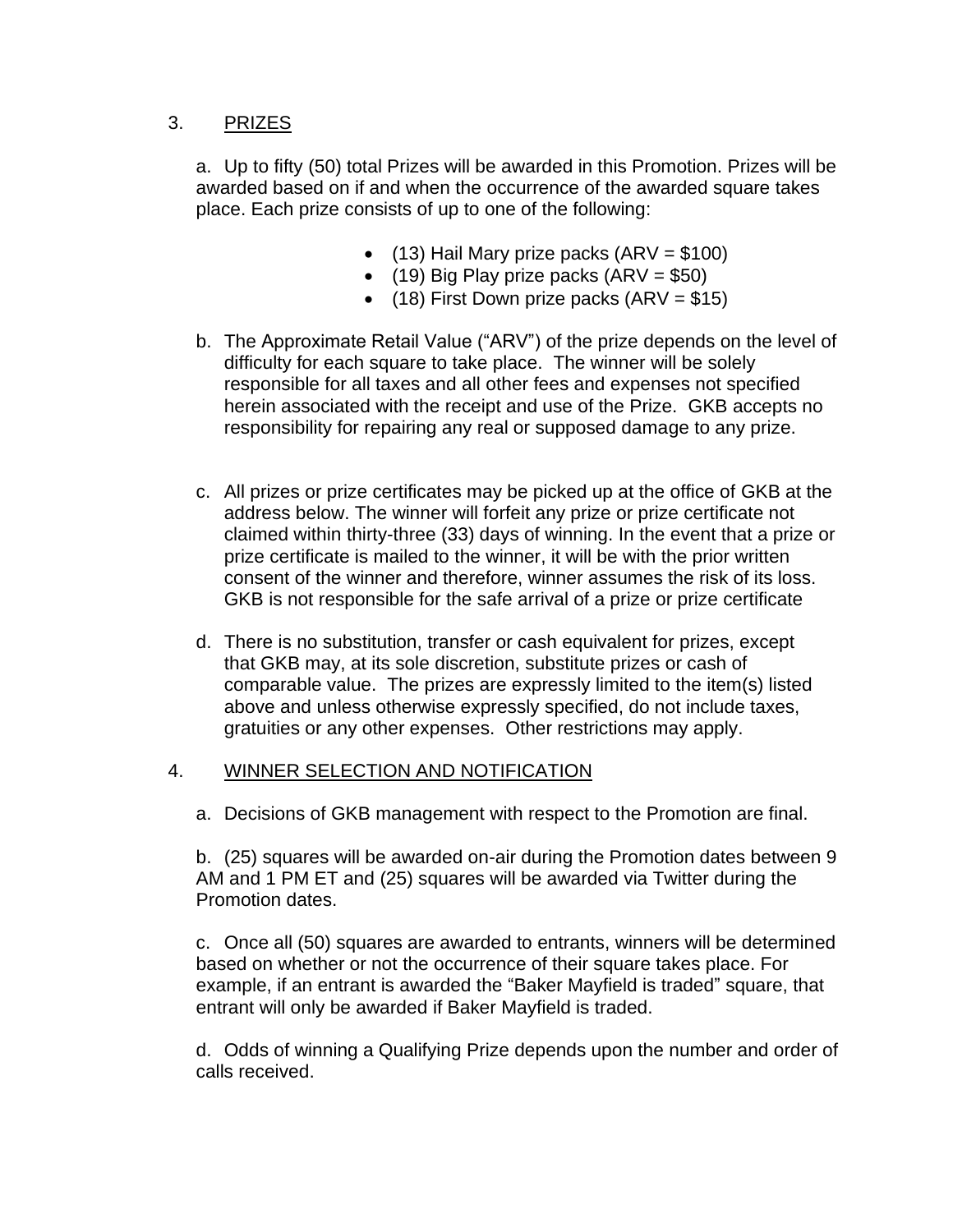3. <u>PRIZES</u>

a. Up to fifty (50) total Prizes will be awarded in this Promotion. Prizes will be awarded based on if and when the occurrence of the awarded square takes place. Each prize consists of up to one of the following:

- (13) Hail Mary prize packs (ARV = $100)
- (19) Big Play prize packs (ARV = $50)
- (18) First Down prize packs (ARV = $15)

b. The Approximate Retail Value ("ARV") of the prize depends on the level of difficulty for each square to take place. The winner will be solely responsible for all taxes and all other fees and expenses not specified herein associated with the receipt and use of the Prize. GKB accepts no responsibility for repairing any real or supposed damage to any prize.

c. All prizes or prize certificates may be picked up at the office of GKB at the address below. The winner will forfeit any prize or prize certificate not claimed within thirty-three (33) days of winning. In the event that a prize or prize certificate is mailed to the winner, it will be with the prior written consent of the winner and therefore, winner assumes the risk of its loss. GKB is not responsible for the safe arrival of a prize or prize certificate

d. There is no substitution, transfer or cash equivalent for prizes, except that GKB may, at its sole discretion, substitute prizes or cash of comparable value. The prizes are expressly limited to the item(s) listed above and unless otherwise expressly specified, do not include taxes, gratuities or any other expenses. Other restrictions may apply.

4. <u>WINNER SELECTION AND NOTIFICATION</u>

a. Decisions of GKB management with respect to the Promotion are final.

b. (25) squares will be awarded on-air during the Promotion dates between 9 AM and 1 PM ET and (25) squares will be awarded via Twitter during the Promotion dates.

c. Once all (50) squares are awarded to entrants, winners will be determined based on whether or not the occurrence of their square takes place. For example, if an entrant is awarded the "Baker Mayfield is traded" square, that entrant will only be awarded if Baker Mayfield is traded.

d. Odds of winning a Qualifying Prize depends upon the number and order of calls received.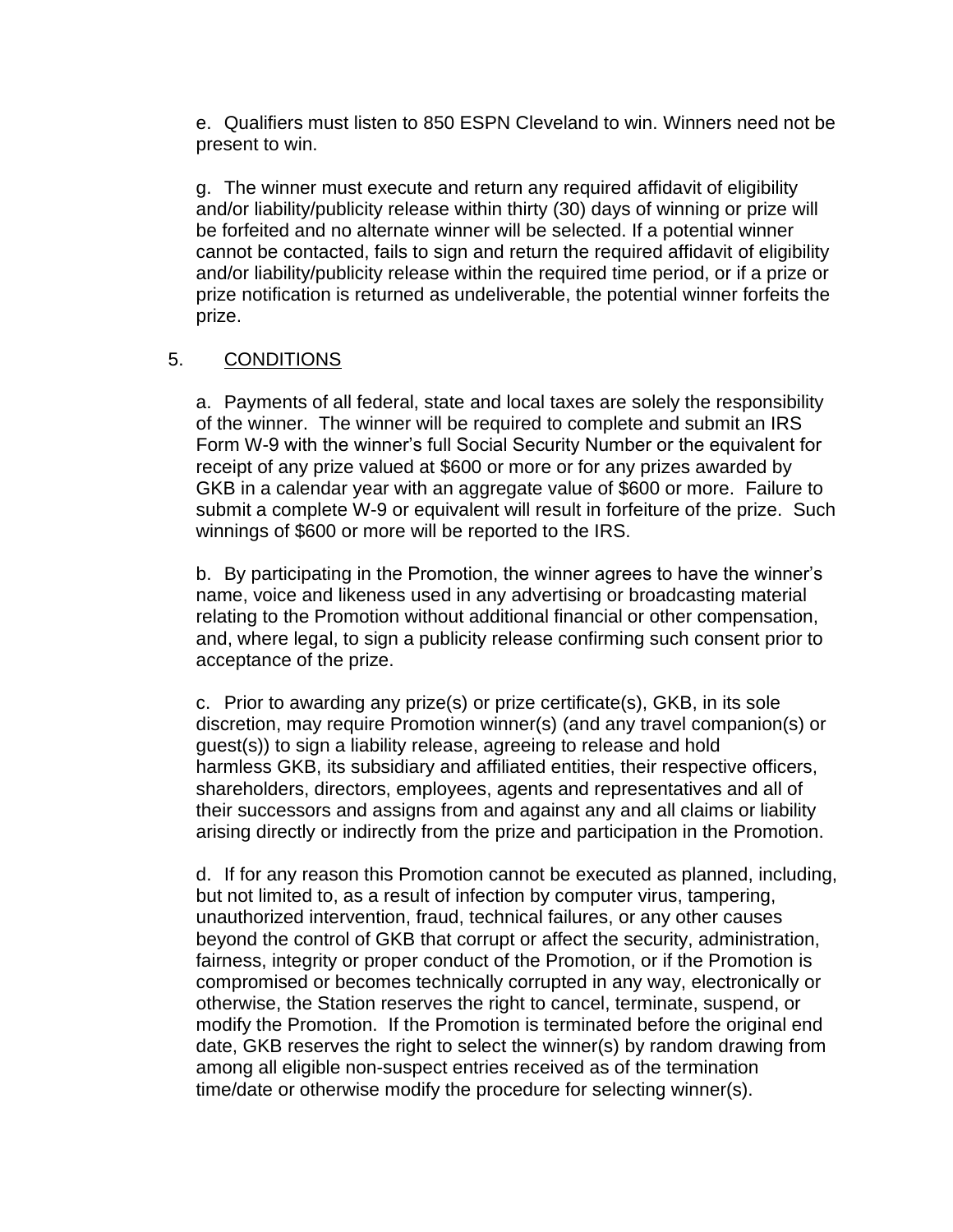e. Qualifiers must listen to 850 ESPN Cleveland to win. Winners need not be present to win.

g. The winner must execute and return any required affidavit of eligibility and/or liability/publicity release within thirty (30) days of winning or prize will be forfeited and no alternate winner will be selected. If a potential winner cannot be contacted, fails to sign and return the required affidavit of eligibility and/or liability/publicity release within the required time period, or if a prize or prize notification is returned as undeliverable, the potential winner forfeits the prize.

5. <u>CONDITIONS</u>

a. Payments of all federal, state and local taxes are solely the responsibility of the winner. The winner will be required to complete and submit an IRS Form W-9 with the winner's full Social Security Number or the equivalent for receipt of any prize valued at $600 or more or for any prizes awarded by GKB in a calendar year with an aggregate value of $600 or more. Failure to submit a complete W-9 or equivalent will result in forfeiture of the prize. Such winnings of $600 or more will be reported to the IRS.

b. By participating in the Promotion, the winner agrees to have the winner's name, voice and likeness used in any advertising or broadcasting material relating to the Promotion without additional financial or other compensation, and, where legal, to sign a publicity release confirming such consent prior to acceptance of the prize.

c. Prior to awarding any prize(s) or prize certificate(s), GKB, in its sole discretion, may require Promotion winner(s) (and any travel companion(s) or guest(s)) to sign a liability release, agreeing to release and hold harmless GKB, its subsidiary and affiliated entities, their respective officers, shareholders, directors, employees, agents and representatives and all of their successors and assigns from and against any and all claims or liability arising directly or indirectly from the prize and participation in the Promotion.

d. If for any reason this Promotion cannot be executed as planned, including, but not limited to, as a result of infection by computer virus, tampering, unauthorized intervention, fraud, technical failures, or any other causes beyond the control of GKB that corrupt or affect the security, administration, fairness, integrity or proper conduct of the Promotion, or if the Promotion is compromised or becomes technically corrupted in any way, electronically or otherwise, the Station reserves the right to cancel, terminate, suspend, or modify the Promotion. If the Promotion is terminated before the original end date, GKB reserves the right to select the winner(s) by random drawing from among all eligible non-suspect entries received as of the termination time/date or otherwise modify the procedure for selecting winner(s).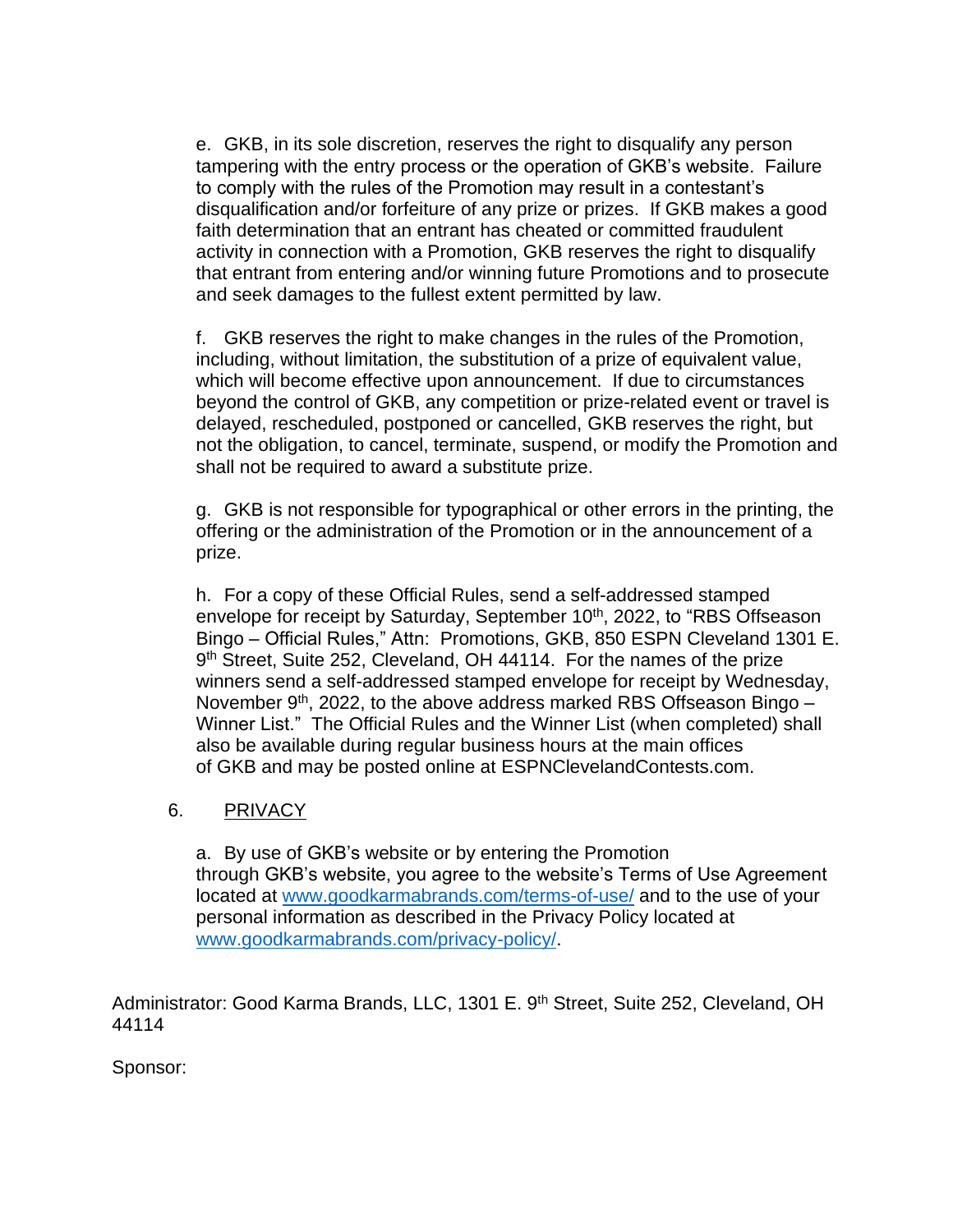e. GKB, in its sole discretion, reserves the right to disqualify any person tampering with the entry process or the operation of GKB's website. Failure to comply with the rules of the Promotion may result in a contestant's disqualification and/or forfeiture of any prize or prizes. If GKB makes a good faith determination that an entrant has cheated or committed fraudulent activity in connection with a Promotion, GKB reserves the right to disqualify that entrant from entering and/or winning future Promotions and to prosecute and seek damages to the fullest extent permitted by law.

f. GKB reserves the right to make changes in the rules of the Promotion, including, without limitation, the substitution of a prize of equivalent value, which will become effective upon announcement. If due to circumstances beyond the control of GKB, any competition or prize-related event or travel is delayed, rescheduled, postponed or cancelled, GKB reserves the right, but not the obligation, to cancel, terminate, suspend, or modify the Promotion and shall not be required to award a substitute prize.

g. GKB is not responsible for typographical or other errors in the printing, the offering or the administration of the Promotion or in the announcement of a prize.

h. For a copy of these Official Rules, send a self-addressed stamped envelope for receipt by Saturday, September 10th, 2022, to "RBS Offseason Bingo – Official Rules," Attn: Promotions, GKB, 850 ESPN Cleveland 1301 E. 9th Street, Suite 252, Cleveland, OH 44114. For the names of the prize winners send a self-addressed stamped envelope for receipt by Wednesday, November 9th, 2022, to the above address marked RBS Offseason Bingo – Winner List." The Official Rules and the Winner List (when completed) shall also be available during regular business hours at the main offices of GKB and may be posted online at ESPNClevelandContests.com.

6. PRIVACY

a. By use of GKB's website or by entering the Promotion through GKB's website, you agree to the website's Terms of Use Agreement located at [www.goodkarmabrands.com/terms-of-use/](www.goodkarmabrands.com/terms-of-use/) and to the use of your personal information as described in the Privacy Policy located at [www.goodkarmabrands.com/privacy-policy/](www.goodkarmabrands.com/privacy-policy/).

Administrator: Good Karma Brands, LLC, 1301 E. 9th Street, Suite 252, Cleveland, OH 44114

Sponsor: